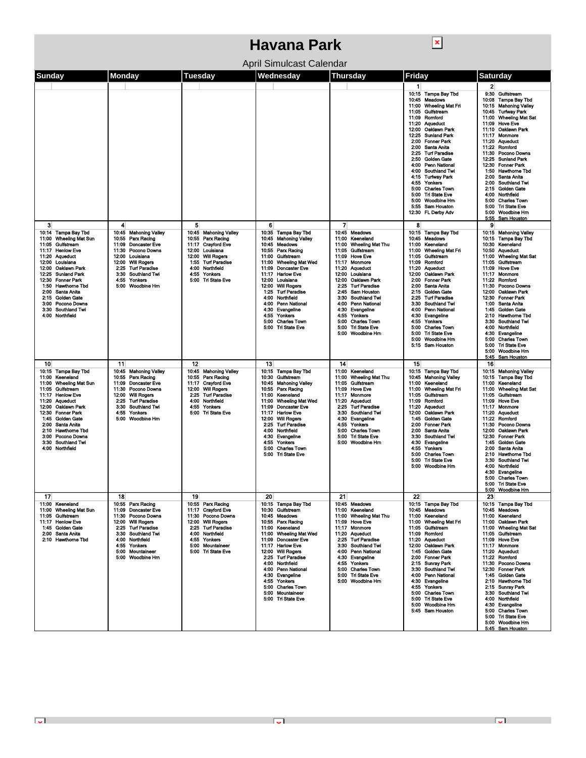# Havana Park

April Simulcast Calendar

| Sunday | Monday | Tuesday | Wednesday | Thursday | Friday | Saturday |
|---|---|---|---|---|---|---|
| | | | | | **1**<br>10:15 Tampa Bay Tbd<br>10:45 Meadows<br>11:00 Wheeling Mat Fri<br>11:05 Gulfstream<br>11:09 Romford<br>11:20 Aqueduct<br>12:00 Oaklawn Park<br>12:25 Sunland Park<br>2:00 Fonner Park<br>2:00 Santa Anita<br>2:25 Turf Paradise<br>2:50 Golden Gate<br>4:00 Penn National<br>4:00 Southland Twi<br>4:15 Turfway Park<br>4:55 Yonkers<br>5:00 Charles Town<br>5:00 Tri State Eve<br>5:00 Woodbine Hrn<br>5:55 Sam Houston<br>12:30 FL Derby Adv | **2**<br>9:30 Gulfstream<br>10:08 Tampa Bay Tbd<br>10:15 Mahoning Valley<br>10:45 Turfway Park<br>11:00 Wheeling Mat Sat<br>11:09 Hove Eve<br>11:10 Oaklawn Park<br>11:17 Monmore<br>11:20 Aqueduct<br>11:22 Romford<br>11:30 Pocono Downs<br>12:25 Sunland Park<br>12:30 Fonner Park<br>1:50 Hawthorne Tbd<br>2:00 Santa Anita<br>2:00 Southland Twi<br>2:15 Golden Gate<br>4:00 Northfield<br>5:00 Charles Town<br>5:00 Tri State Eve<br>5:00 Woodbine Hrn<br>5:55 Sam Houston |
| **3**<br>10:14 Tampa Bay Tbd<br>11:00 Wheeling Mat Sun<br>11:05 Gulfstream<br>11:17 Henlow Eve<br>11:20 Aqueduct<br>12:00 Louisiana<br>12:00 Oaklawn Park<br>12:25 Sunland Park<br>12:30 Fonner Park<br>1:50 Hawthorne Tbd<br>2:00 Santa Anita<br>2:15 Golden Gate<br>3:00 Pocono Downs<br>3:30 Southland Twi<br>4:00 Northfield | **4**<br>10:45 Mahoning Valley<br>10:55 Parx Racing<br>11:09 Doncaster Eve<br>11:30 Pocono Downs<br>12:00 Louisiana<br>12:00 Will Rogers<br>2:25 Turf Paradise<br>3:30 Southland Twi<br>4:55 Yonkers<br>5:00 Woodbine Hrn | **5**<br>10:45 Mahoning Valley<br>10:55 Parx Racing<br>11:17 Crayford Eve<br>12:00 Louisiana<br>12:00 Will Rogers<br>1:55 Turf Paradise<br>4:00 Northfield<br>4:55 Yonkers<br>5:00 Tri State Eve | **6**<br>10:35 Tampa Bay Tbd<br>10:45 Mahoning Valley<br>10:45 Meadows<br>10:55 Parx Racing<br>11:00 Gulfstream<br>11:00 Wheeling Mat Wed<br>11:09 Doncaster Eve<br>11:17 Harlow Eve<br>12:00 Louisiana<br>12:00 Will Rogers<br>1:25 Turf Paradise<br>4:00 Northfield<br>4:00 Penn National<br>4:30 Evangeline<br>4:55 Yonkers<br>5:00 Charles Town<br>5:00 Tri State Eve | **7**<br>10:45 Meadows<br>11:00 Keeneland<br>11:00 Wheeling Mat Thu<br>11:05 Gulfstream<br>11:09 Hove Eve<br>11:17 Monmore<br>11:20 Aqueduct<br>12:00 Louisiana<br>12:00 Oaklawn Park<br>2:25 Turf Paradise<br>2:45 Sam Houston<br>3:30 Southland Twi<br>4:00 Penn National<br>4:30 Evangeline<br>4:55 Yonkers<br>5:00 Charles Town<br>5:00 Tri State Eve<br>5:00 Woodbine Hrn | **8**<br>10:15 Tampa Bay Tbd<br>10:45 Meadows<br>11:00 Keeneland<br>11:00 Wheeling Mat Fri<br>11:05 Gulfstream<br>11:09 Romford<br>11:20 Aqueduct<br>12:00 Oaklawn Park<br>2:00 Fonner Park<br>2:00 Santa Anita<br>2:15 Golden Gate<br>2:25 Turf Paradise<br>3:30 Southland Twi<br>4:00 Penn National<br>4:30 Evangeline<br>4:55 Yonkers<br>5:00 Charles Town<br>5:00 Tri State Eve<br>5:00 Woodbine Hrn<br>5:15 Sam Houston | **9**<br>10:15 Mahoning Valley<br>10:15 Tampa Bay Tbd<br>10:30 Keeneland<br>10:50 Aqueduct<br>11:00 Wheeling Mat Sat<br>11:05 Gulfstream<br>11:09 Hove Eve<br>11:17 Monmore<br>11:22 Romford<br>11:30 Pocono Downs<br>12:00 Oaklawn Park<br>12:30 Fonner Park<br>1:00 Santa Anita<br>1:45 Golden Gate<br>2:10 Hawthorne Tbd<br>3:30 Southland Twi<br>4:00 Northfield<br>4:30 Evangeline<br>5:00 Charles Town<br>5:00 Tri State Eve<br>5:00 Woodbine Hrn<br>5:45 Sam Houston |
| **10**<br>10:15 Tampa Bay Tbd<br>11:00 Keeneland<br>11:00 Wheeling Mat Sun<br>11:05 Gulfstream<br>11:17 Henlow Eve<br>11:20 Aqueduct<br>12:00 Oaklawn Park<br>12:30 Fonner Park<br>1:45 Golden Gate<br>2:00 Santa Anita<br>2:10 Hawthorne Tbd<br>3:00 Pocono Downs<br>3:30 Southland Twi<br>4:00 Northfield | **11**<br>10:45 Mahoning Valley<br>10:55 Parx Racing<br>11:09 Doncaster Eve<br>11:30 Pocono Downs<br>12:00 Will Rogers<br>2:25 Turf Paradise<br>3:30 Southland Twi<br>4:55 Yonkers<br>5:00 Woodbine Hrn | **12**<br>10:45 Mahoning Valley<br>10:55 Parx Racing<br>11:17 Crayford Eve<br>12:00 Will Rogers<br>2:25 Turf Paradise<br>4:00 Northfield<br>4:55 Yonkers<br>5:00 Tri State Eve | **13**<br>10:15 Tampa Bay Tbd<br>10:30 Gulfstream<br>10:45 Mahoning Valley<br>10:55 Parx Racing<br>11:00 Keeneland<br>11:00 Wheeling Mat Wed<br>11:09 Doncaster Eve<br>11:17 Harlow Eve<br>12:00 Will Rogers<br>2:25 Turf Paradise<br>4:00 Northfield<br>4:30 Evangeline<br>4:55 Yonkers<br>5:00 Charles Town<br>5:00 Tri State Eve | **14**<br>11:00 Keeneland<br>11:00 Wheeling Mat Thu<br>11:05 Gulfstream<br>11:09 Hove Eve<br>11:17 Monmore<br>11:20 Aqueduct<br>2:25 Turf Paradise<br>3:30 Southland Twi<br>4:30 Evangeline<br>4:55 Yonkers<br>5:00 Charles Town<br>5:00 Tri State Eve<br>5:00 Woodbine Hrn | **15**<br>10:15 Tampa Bay Tbd<br>10:45 Mahoning Valley<br>11:00 Keeneland<br>11:00 Wheeling Mat Fri<br>11:05 Gulfstream<br>11:09 Romford<br>11:20 Aqueduct<br>12:00 Oaklawn Park<br>1:45 Golden Gate<br>2:00 Fonner Park<br>2:00 Santa Anita<br>3:30 Southland Twi<br>4:30 Evangeline<br>4:55 Yonkers<br>5:00 Charles Town<br>5:00 Tri State Eve<br>5:00 Woodbine Hrn | **16**<br>10:15 Mahoning Valley<br>10:15 Tampa Bay Tbd<br>11:00 Keeneland<br>11:00 Wheeling Mat Sat<br>11:05 Gulfstream<br>11:09 Hove Eve<br>11:17 Monmore<br>11:20 Aqueduct<br>11:22 Romford<br>11:30 Pocono Downs<br>12:00 Oaklawn Park<br>12:30 Fonner Park<br>1:45 Golden Gate<br>2:00 Santa Anita<br>2:10 Hawthorne Tbd<br>3:30 Southland Twi<br>4:00 Northfield<br>4:30 Evangeline<br>5:00 Charles Town<br>5:00 Tri State Eve<br>5:00 Woodbine Hrn |
| **17**<br>11:00 Keeneland<br>11:00 Wheeling Mat Sun<br>11:05 Gulfstream<br>11:17 Henlow Eve<br>1:45 Golden Gate<br>2:00 Santa Anita<br>2:10 Hawthorne Tbd | **18**<br>10:55 Parx Racing<br>11:09 Doncaster Eve<br>11:30 Pocono Downs<br>12:00 Will Rogers<br>2:25 Turf Paradise<br>3:30 Southland Twi<br>4:00 Northfield<br>4:55 Yonkers<br>5:00 Mountaineer<br>5:00 Woodbine Hrn | **19**<br>10:55 Parx Racing<br>11:17 Crayford Eve<br>11:30 Pocono Downs<br>12:00 Will Rogers<br>2:25 Turf Paradise<br>4:00 Northfield<br>4:55 Yonkers<br>5:00 Mountaineer<br>5:00 Tri State Eve | **20**<br>10:15 Tampa Bay Tbd<br>10:30 Gulfstream<br>10:45 Meadows<br>10:55 Parx Racing<br>11:00 Keeneland<br>11:00 Wheeling Mat Wed<br>11:09 Doncaster Eve<br>11:17 Harlow Eve<br>12:00 Will Rogers<br>2:25 Turf Paradise<br>4:00 Northfield<br>4:00 Penn National<br>4:30 Evangeline<br>4:55 Yonkers<br>5:00 Charles Town<br>5:00 Mountaineer<br>5:00 Tri State Eve | **21**<br>10:45 Meadows<br>11:00 Keeneland<br>11:00 Wheeling Mat Thu<br>11:09 Hove Eve<br>11:17 Monmore<br>11:20 Aqueduct<br>2:25 Turf Paradise<br>3:30 Southland Twi<br>4:00 Penn National<br>4:30 Evangeline<br>4:55 Yonkers<br>5:00 Charles Town<br>5:00 Tri State Eve<br>5:00 Woodbine Hrn | **22**<br>10:15 Tampa Bay Tbd<br>10:45 Meadows<br>11:00 Keeneland<br>11:00 Wheeling Mat Fri<br>11:05 Gulfstream<br>11:09 Romford<br>11:20 Aqueduct<br>12:00 Oaklawn Park<br>1:45 Golden Gate<br>2:00 Fonner Park<br>2:15 Sunray Park<br>3:30 Southland Twi<br>4:00 Penn National<br>4:30 Evangeline<br>4:55 Yonkers<br>5:00 Charles Town<br>5:00 Tri State Eve<br>5:00 Woodbine Hrn<br>5:45 Sam Houston | **23**<br>10:15 Tampa Bay Tbd<br>10:45 Meadows<br>11:00 Keeneland<br>11:00 Oaklawn Park<br>11:00 Wheeling Mat Sat<br>11:05 Gulfstream<br>11:09 Hove Eve<br>11:17 Monmore<br>11:20 Aqueduct<br>11:22 Romford<br>11:30 Pocono Downs<br>12:30 Fonner Park<br>1:45 Golden Gate<br>2:10 Hawthorne Tbd<br>2:15 Sunray Park<br>3:30 Southland Twi<br>4:00 Northfield<br>4:30 Evangeline<br>5:00 Charles Town<br>5:00 Tri State Eve<br>5:00 Woodbine Hrn<br>5:45 Sam Houston |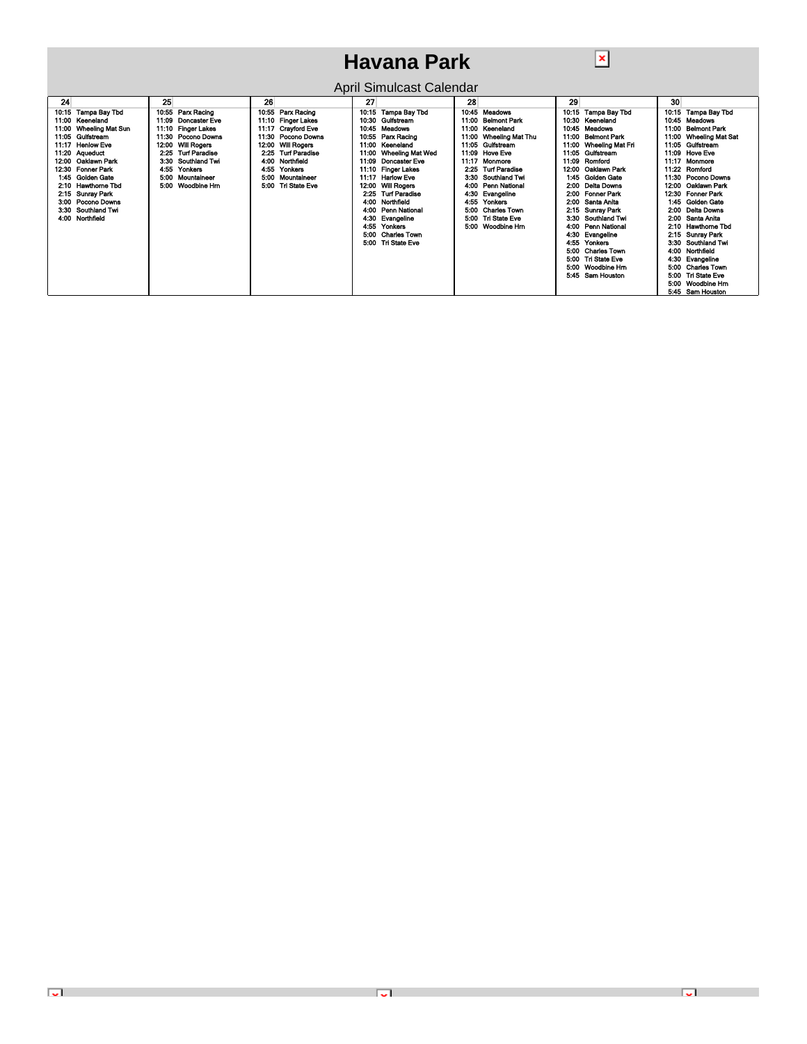# Havana Park

April Simulcast Calendar

| 24 | 25 | 26 | 27 | 28 | 29 | 30 |
|---|---|---|---|---|---|---|
| 10:15 Tampa Bay Tbd<br>11:00 Keeneland<br>11:00 Wheeling Mat Sun<br>11:05 Gulfstream<br>11:17 Henlow Eve<br>11:20 Aqueduct<br>12:00 Oaklawn Park<br>12:30 Fonner Park<br>1:45 Golden Gate<br>2:10 Hawthorne Tbd<br>2:15 Sunray Park<br>3:00 Pocono Downs<br>3:30 Southland Twi<br>4:00 Northfield | 10:55 Parx Racing<br>11:09 Doncaster Eve<br>11:10 Finger Lakes<br>11:30 Pocono Downs<br>12:00 Will Rogers<br>2:25 Turf Paradise<br>3:30 Southland Twi<br>4:55 Yonkers<br>5:00 Mountaineer<br>5:00 Woodbine Hrn | 10:55 Parx Racing<br>11:10 Finger Lakes<br>11:17 Crayford Eve<br>11:30 Pocono Downs<br>12:00 Will Rogers<br>2:25 Turf Paradise<br>4:00 Northfield<br>4:55 Yonkers<br>5:00 Mountaineer<br>5:00 Tri State Eve | 10:15 Tampa Bay Tbd<br>10:30 Gulfstream<br>10:45 Meadows<br>10:55 Parx Racing<br>11:00 Keeneland<br>11:00 Wheeling Mat Wed<br>11:09 Doncaster Eve<br>11:10 Finger Lakes<br>11:17 Harlow Eve<br>12:00 Will Rogers<br>2:25 Turf Paradise<br>4:00 Northfield<br>4:00 Penn National<br>4:30 Evangeline<br>4:55 Yonkers<br>5:00 Charles Town<br>5:00 Tri State Eve | 10:45 Meadows<br>11:00 Belmont Park<br>11:00 Keeneland<br>11:00 Wheeling Mat Thu<br>11:05 Gulfstream<br>11:09 Hove Eve<br>11:17 Monmore<br>2:25 Turf Paradise<br>3:30 Southland Twi<br>4:00 Penn National<br>4:30 Evangeline<br>4:55 Yonkers<br>5:00 Charles Town<br>5:00 Tri State Eve<br>5:00 Woodbine Hrn | 10:15 Tampa Bay Tbd<br>10:30 Keeneland<br>10:45 Meadows<br>11:00 Belmont Park<br>11:00 Wheeling Mat Fri<br>11:05 Gulfstream<br>11:09 Romford<br>12:00 Oaklawn Park<br>1:45 Golden Gate<br>2:00 Delta Downs<br>2:00 Fonner Park<br>2:00 Santa Anita<br>2:15 Sunray Park<br>3:30 Southland Twi<br>4:00 Penn National<br>4:30 Evangeline<br>4:55 Yonkers<br>5:00 Charles Town<br>5:00 Tri State Eve<br>5:00 Woodbine Hrn<br>5:45 Sam Houston | 10:15 Tampa Bay Tbd<br>10:45 Meadows<br>11:00 Belmont Park<br>11:00 Wheeling Mat Sat<br>11:05 Gulfstream<br>11:09 Hove Eve<br>11:17 Monmore<br>11:22 Romford<br>11:30 Pocono Downs<br>12:00 Oaklawn Park<br>12:30 Fonner Park<br>1:45 Golden Gate<br>2:00 Delta Downs<br>2:00 Santa Anita<br>2:10 Hawthorne Tbd<br>2:15 Sunray Park<br>3:30 Southland Twi<br>4:00 Northfield<br>4:30 Evangeline<br>5:00 Charles Town<br>5:00 Tri State Eve<br>5:00 Woodbine Hrn<br>5:45 Sam Houston |